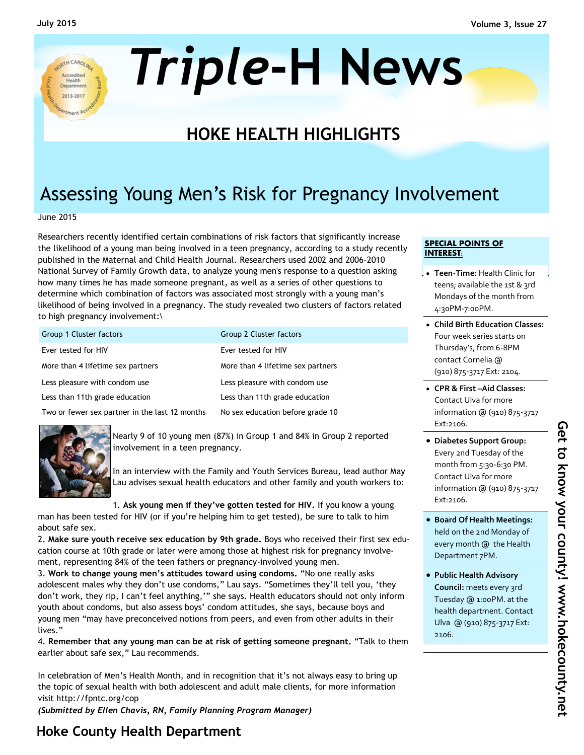# *Triple*-H News

## HOKE HEALTH HIGHLIGHTS

## Assessing Young Men's Risk for Pregnancy Involvement

June 2015

Researchers recently identified certain combinations of risk factors that significantly increase the likelihood of a young man being involved in a teen pregnancy, according to a study recently published in the Maternal and Child Health Journal. Researchers used 2002 and 2006–2010 National Survey of Family Growth data, to analyze young men's response to a question asking how many times he has made someone pregnant, as well as a series of other questions to determine which combination of factors was associated most strongly with a young man's likelihood of being involved in a pregnancy. The study revealed two clusters of factors related to high pregnancy involvement:\

| Group 1 Cluster factors | Group 2 Cluster factors |
|---|---|
| Ever tested for HIV | Ever tested for HIV |
| More than 4 lifetime sex partners | More than 4 lifetime sex partners |
| Less pleasure with condom use | Less pleasure with condom use |
| Less than 11th grade education | Less than 11th grade education |
| Two or fewer sex partner in the last 12 months | No sex education before grade 10 |

Nearly 9 of 10 young men (87%) in Group 1 and 84% in Group 2 reported involvement in a teen pregnancy.

In an interview with the Family and Youth Services Bureau, lead author May Lau advises sexual health educators and other family and youth workers to:

1. **Ask young men if they've gotten tested for HIV.** If you know a young man has been tested for HIV (or if you're helping him to get tested), be sure to talk to him about safe sex.
2. **Make sure youth receive sex education by 9th grade.** Boys who received their first sex education course at 10th grade or later were among those at highest risk for pregnancy involvement, representing 84% of the teen fathers or pregnancy-involved young men.
3. **Work to change young men's attitudes toward using condoms.** "No one really asks adolescent males why they don't use condoms," Lau says. "Sometimes they'll tell you, 'they don't work, they rip, I can't feel anything,'" she says. Health educators should not only inform youth about condoms, but also assess boys' condom attitudes, she says, because boys and young men "may have preconceived notions from peers, and even from other adults in their lives."
4. **Remember that any young man can be at risk of getting someone pregnant.** "Talk to them earlier about safe sex," Lau recommends.

In celebration of Men's Health Month, and in recognition that it's not always easy to bring up the topic of sexual health with both adolescent and adult male clients, for more information visit http://fpntc.org/cop

***(Submitted by Ellen Chavis, RN, Family Planning Program Manager)***

### SPECIAL POINTS OF INTEREST:

- **Teen-Time:** Health Clinic for teens; available the 1st & 3rd Mondays of the month from 4:30PM-7:00PM.
- **Child Birth Education Classes:** Four week series starts on Thursday's, from 6-8PM contact Cornelia @ (910) 875-3717 Ext: 2104.
- **CPR & First –Aid Classes:** Contact Ulva for more information @ (910) 875-3717 Ext:2106.
- **Diabetes Support Group:** Every 2nd Tuesday of the month from 5:30-6:30 PM. Contact Ulva for more information @ (910) 875-3717 Ext:2106.
- **Board Of Health Meetings:** held on the 2nd Monday of every month @ the Health Department 7PM.
- **Public Health Advisory Council:** meets every 3rd Tuesday @ 1:00PM. at the health department. Contact Ulva @ (910) 875-3717 Ext: 2106.

Get to know your county! www.hokecounty.net

**Hoke County Health Department**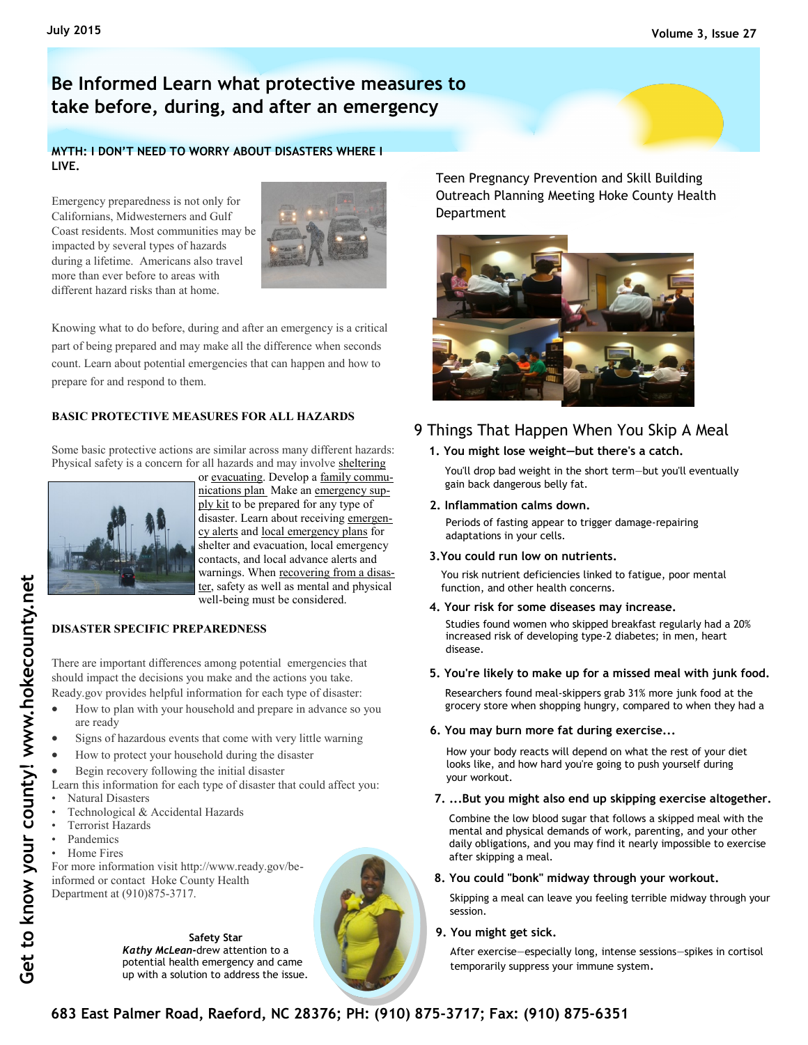# Be Informed Learn what protective measures to take before, during, and after an emergency

**MYTH: I DON'T NEED TO WORRY ABOUT DISASTERS WHERE I LIVE.**

Emergency preparedness is not only for Californians, Midwesterners and Gulf Coast residents. Most communities may be impacted by several types of hazards during a lifetime. Americans also travel more than ever before to areas with different hazard risks than at home.

Knowing what to do before, during and after an emergency is a critical part of being prepared and may make all the difference when seconds count. Learn about potential emergencies that can happen and how to prepare for and respond to them.

**BASIC PROTECTIVE MEASURES FOR ALL HAZARDS**

Some basic protective actions are similar across many different hazards: Physical safety is a concern for all hazards and may involve sheltering or evacuating. Develop a family communications plan Make an emergency supply kit to be prepared for any type of disaster. Learn about receiving emergency alerts and local emergency plans for shelter and evacuation, local emergency contacts, and local advance alerts and warnings. When recovering from a disaster, safety as well as mental and physical well-being must be considered.

**DISASTER SPECIFIC PREPAREDNESS**

There are important differences among potential emergencies that should impact the decisions you make and the actions you take. Ready.gov provides helpful information for each type of disaster:

- How to plan with your household and prepare in advance so you are ready
- Signs of hazardous events that come with very little warning
- How to protect your household during the disaster
- Begin recovery following the initial disaster

Learn this information for each type of disaster that could affect you:

- Natural Disasters
- Technological & Accidental Hazards
- Terrorist Hazards
- Pandemics
- Home Fires

For more information visit http://www.ready.gov/be-informed or contact Hoke County Health Department at (910)875-3717.

**Safety Star**

***Kathy McLean***-drew attention to a potential health emergency and came up with a solution to address the issue.

Teen Pregnancy Prevention and Skill Building Outreach Planning Meeting Hoke County Health Department

## 9 Things That Happen When You Skip A Meal

**1. You might lose weight—but there's a catch.**

You'll drop bad weight in the short term—but you'll eventually gain back dangerous belly fat.

**2. Inflammation calms down.**

Periods of fasting appear to trigger damage-repairing adaptations in your cells.

**3.You could run low on nutrients.**

You risk nutrient deficiencies linked to fatigue, poor mental function, and other health concerns.

**4. Your risk for some diseases may increase.**

Studies found women who skipped breakfast regularly had a 20% increased risk of developing type-2 diabetes; in men, heart disease.

**5. You're likely to make up for a missed meal with junk food.**

Researchers found meal-skippers grab 31% more junk food at the grocery store when shopping hungry, compared to when they had a

**6. You may burn more fat during exercise...**

How your body reacts will depend on what the rest of your diet looks like, and how hard you're going to push yourself during your workout.

**7. ...But you might also end up skipping exercise altogether.**

Combine the low blood sugar that follows a skipped meal with the mental and physical demands of work, parenting, and your other daily obligations, and you may find it nearly impossible to exercise after skipping a meal.

**8. You could "bonk" midway through your workout.**

Skipping a meal can leave you feeling terrible midway through your session.

**9. You might get sick.**

After exercise—especially long, intense sessions—spikes in cortisol temporarily suppress your immune system.

Get to know your county! www.hokecounty.net

**683 East Palmer Road, Raeford, NC 28376; PH: (910) 875-3717; Fax: (910) 875-6351**